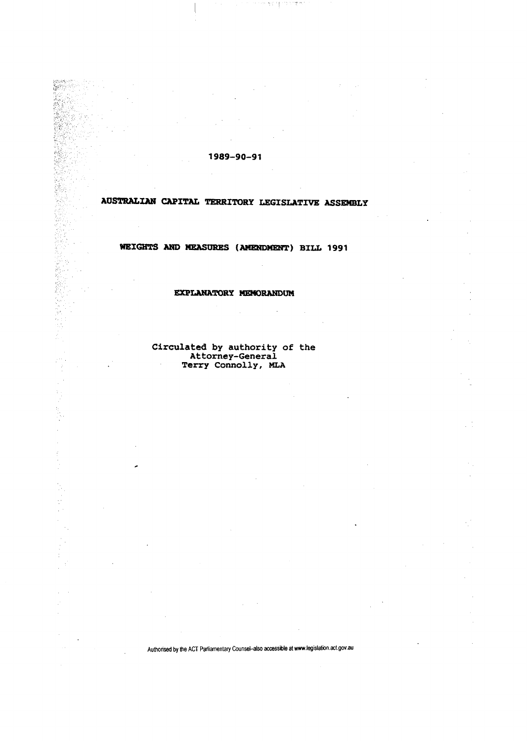1989-90-91

# AUSTRALIAN CAPITAL TERRITORY LEGISLATIVE ASSEMBLY

## WEIGHTS AND MEASURES (AMENDMENT) BILL 1991

### EXPLANATORY MEMORANDUM

Circulated by authority of the
Attorney-General
Terry Connolly, MLA

Authorised by the ACT Parliamentary Counsel–also accessible at www.legislation.act.gov.au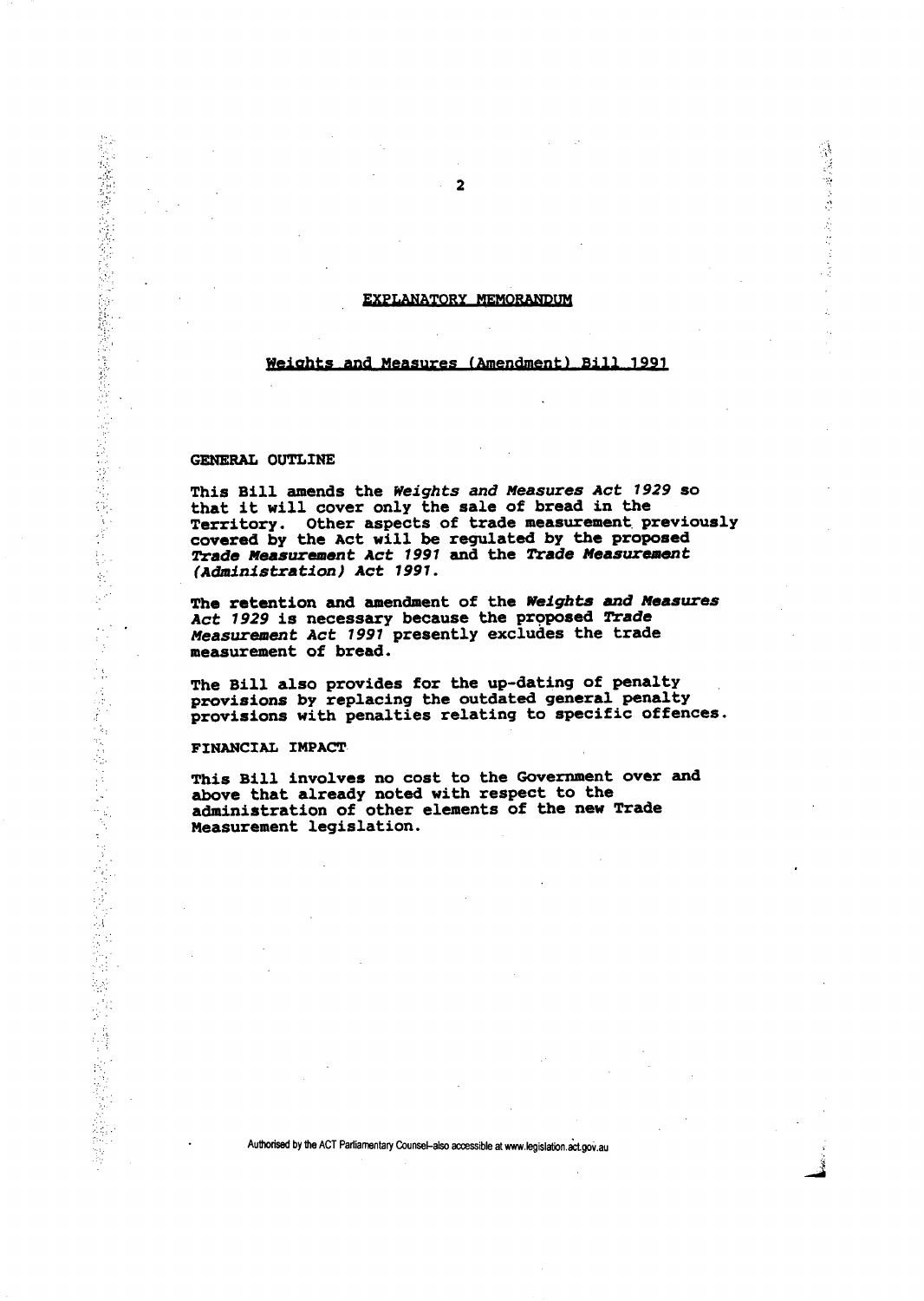# EXPLANATORY MEMORANDUM

## Weights and Measures (Amendment) Bill 1991

### GENERAL OUTLINE

This Bill amends the *Weights and Measures Act 1929* so that it will cover only the sale of bread in the Territory. Other aspects of trade measurement previously covered by the Act will be regulated by the proposed *Trade Measurement Act 1991* and the *Trade Measurement (Administration) Act 1991*.

The retention and amendment of the *Weights and Measures Act 1929* is necessary because the proposed *Trade Measurement Act 1991* presently excludes the trade measurement of bread.

The Bill also provides for the up-dating of penalty provisions by replacing the outdated general penalty provisions with penalties relating to specific offences.

### FINANCIAL IMPACT

This Bill involves no cost to the Government over and above that already noted with respect to the administration of other elements of the new Trade Measurement legislation.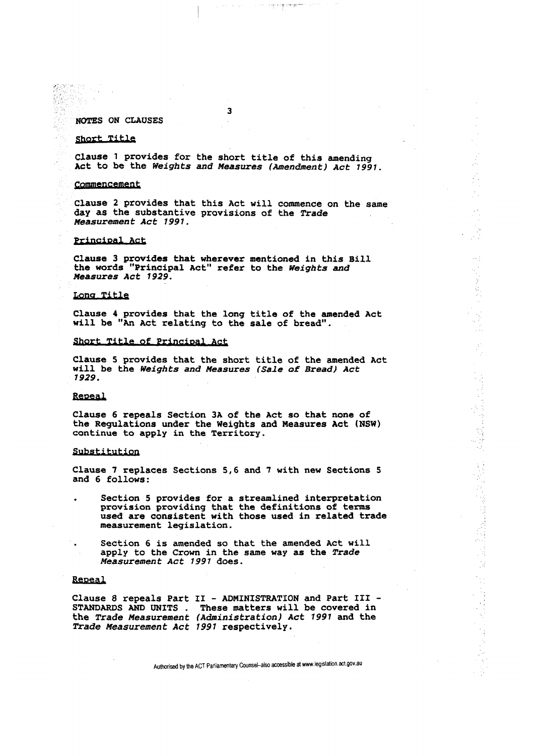NOTES ON CLAUSES

## Short Title

Clause 1 provides for the short title of this amending Act to be the *Weights and Measures (Amendment) Act 1991.*

## Commencement

Clause 2 provides that this Act will commence on the same day as the substantive provisions of the *Trade Measurement Act 1991.*

## Principal Act

Clause 3 provides that wherever mentioned in this Bill the words "Principal Act" refer to the *Weights and Measures Act 1929.*

## Long Title

Clause 4 provides that the long title of the amended Act will be "An Act relating to the sale of bread".

## Short Title of Principal Act

Clause 5 provides that the short title of the amended Act will be the *Weights and Measures (Sale of Bread) Act 1929.*

## Repeal

Clause 6 repeals Section 3A of the Act so that none of the Regulations under the Weights and Measures Act (NSW) continue to apply in the Territory.

## Substitution

Clause 7 replaces Sections 5,6 and 7 with new Sections 5 and 6 follows:

- Section 5 provides for a streamlined interpretation provision providing that the definitions of terms used are consistent with those used in related trade measurement legislation.

- Section 6 is amended so that the amended Act will apply to the Crown in the same way as the *Trade Measurement Act 1991* does.

## Repeal

Clause 8 repeals Part II - ADMINISTRATION and Part III - STANDARDS AND UNITS . These matters will be covered in the *Trade Measurement (Administration) Act 1991* and the *Trade Measurement Act 1991* respectively.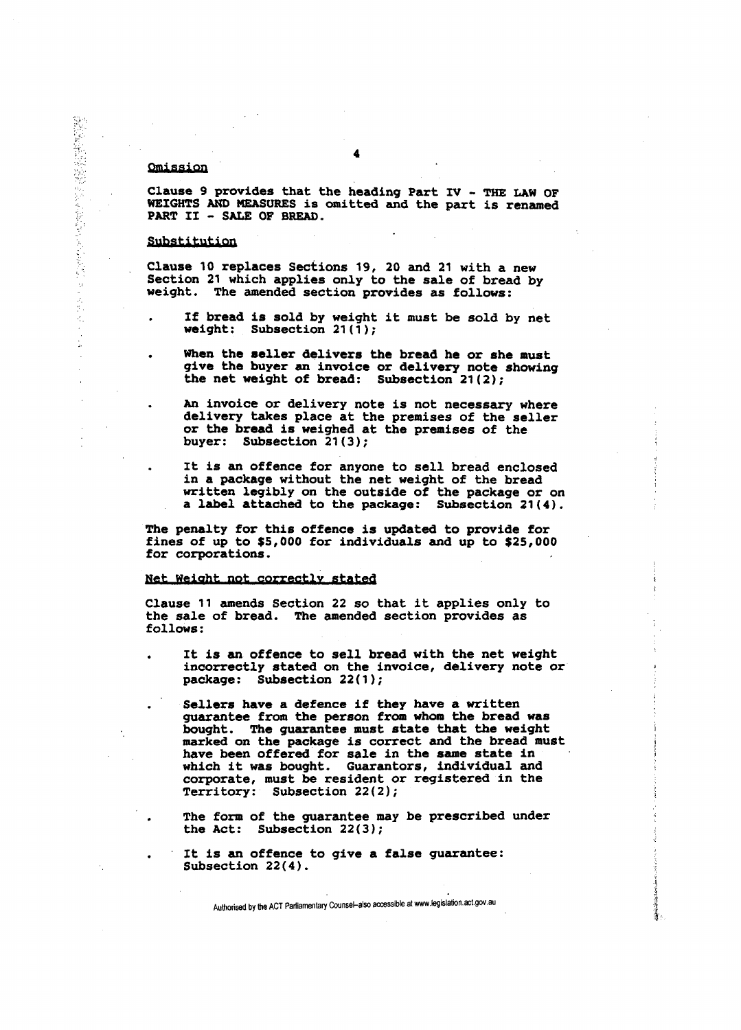Omission

Clause 9 provides that the heading Part IV - THE LAW OF WEIGHTS AND MEASURES is omitted and the part is renamed PART II - SALE OF BREAD.

Substitution

Clause 10 replaces Sections 19, 20 and 21 with a new Section 21 which applies only to the sale of bread by weight. The amended section provides as follows:

- If bread is sold by weight it must be sold by net weight: Subsection 21(1);
- When the seller delivers the bread he or she must give the buyer an invoice or delivery note showing the net weight of bread: Subsection 21(2);
- An invoice or delivery note is not necessary where delivery takes place at the premises of the seller or the bread is weighed at the premises of the buyer: Subsection 21(3);
- It is an offence for anyone to sell bread enclosed in a package without the net weight of the bread written legibly on the outside of the package or on a label attached to the package: Subsection 21(4).

The penalty for this offence is updated to provide for fines of up to $5,000 for individuals and up to $25,000 for corporations.

Net Weight not correctly stated

Clause 11 amends Section 22 so that it applies only to the sale of bread. The amended section provides as follows:

- It is an offence to sell bread with the net weight incorrectly stated on the invoice, delivery note or package: Subsection 22(1);
- Sellers have a defence if they have a written guarantee from the person from whom the bread was bought. The guarantee must state that the weight marked on the package is correct and the bread must have been offered for sale in the same state in which it was bought. Guarantors, individual and corporate, must be resident or registered in the Territory: Subsection 22(2);
- The form of the guarantee may be prescribed under the Act: Subsection 22(3);
- It is an offence to give a false guarantee: Subsection 22(4).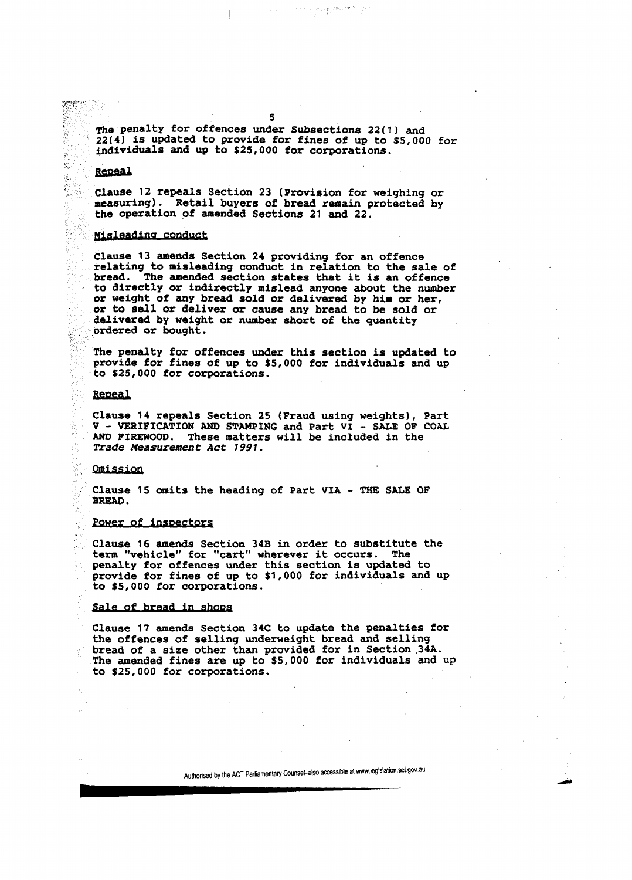The penalty for offences under Subsections 22(1) and 22(4) is updated to provide for fines of up to $5,000 for individuals and up to $25,000 for corporations.

## Repeal

Clause 12 repeals Section 23 (Provision for weighing or measuring). Retail buyers of bread remain protected by the operation of amended Sections 21 and 22.

## Misleading conduct

Clause 13 amends Section 24 providing for an offence relating to misleading conduct in relation to the sale of bread. The amended section states that it is an offence to directly or indirectly mislead anyone about the number or weight of any bread sold or delivered by him or her, or to sell or deliver or cause any bread to be sold or delivered by weight or number short of the quantity ordered or bought.

The penalty for offences under this section is updated to provide for fines of up to $5,000 for individuals and up to $25,000 for corporations.

## Repeal

Clause 14 repeals Section 25 (Fraud using weights), Part V - VERIFICATION AND STAMPING and Part VI - SALE OF COAL AND FIREWOOD. These matters will be included in the *Trade Measurement Act 1991*.

## Omission

Clause 15 omits the heading of Part VIA - THE SALE OF BREAD.

## Power of inspectors

Clause 16 amends Section 34B in order to substitute the term "vehicle" for "cart" wherever it occurs. The penalty for offences under this section is updated to provide for fines of up to $1,000 for individuals and up to $5,000 for corporations.

## Sale of bread in shops

Clause 17 amends Section 34C to update the penalties for the offences of selling underweight bread and selling bread of a size other than provided for in Section 34A. The amended fines are up to $5,000 for individuals and up to $25,000 for corporations.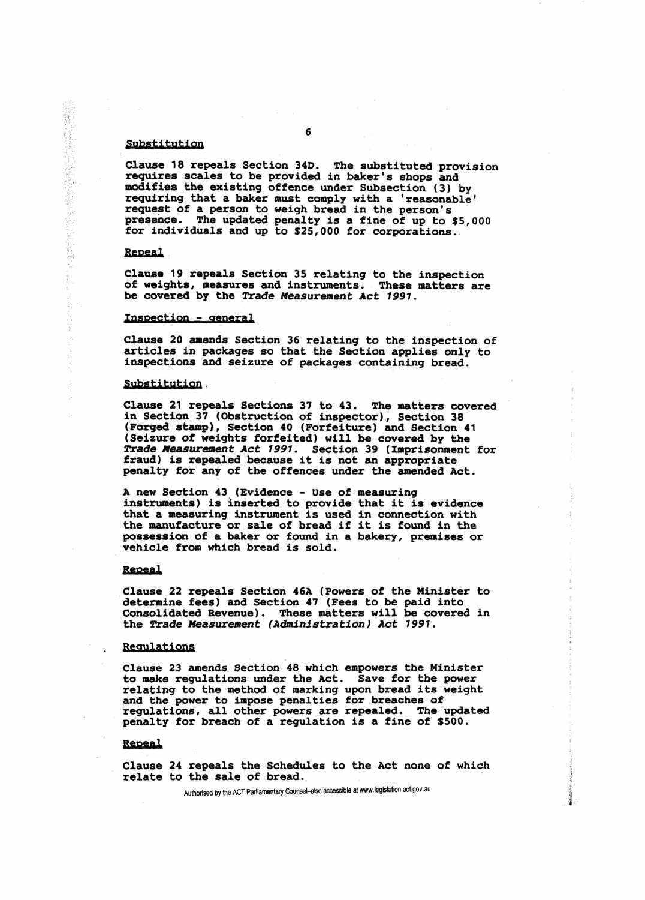## Substitution

Clause 18 repeals Section 34D. The substituted provision requires scales to be provided in baker's shops and modifies the existing offence under Subsection (3) by requiring that a baker must comply with a 'reasonable' request of a person to weigh bread in the person's presence. The updated penalty is a fine of up to $5,000 for individuals and up to $25,000 for corporations.

## Repeal

Clause 19 repeals Section 35 relating to the inspection of weights, measures and instruments. These matters are be covered by the *Trade Measurement Act 1991*.

## Inspection - general

Clause 20 amends Section 36 relating to the inspection of articles in packages so that the Section applies only to inspections and seizure of packages containing bread.

## Substitution

Clause 21 repeals Sections 37 to 43. The matters covered in Section 37 (Obstruction of inspector), Section 38 (Forged stamp), Section 40 (Forfeiture) and Section 41 (Seizure of weights forfeited) will be covered by the *Trade Measurement Act 1991*. Section 39 (Imprisonment for fraud) is repealed because it is not an appropriate penalty for any of the offences under the amended Act.

A new Section 43 (Evidence - Use of measuring instruments) is inserted to provide that it is evidence that a measuring instrument is used in connection with the manufacture or sale of bread if it is found in the possession of a baker or found in a bakery, premises or vehicle from which bread is sold.

## Repeal

Clause 22 repeals Section 46A (Powers of the Minister to determine fees) and Section 47 (Fees to be paid into Consolidated Revenue). These matters will be covered in the *Trade Measurement (Administration) Act 1991*.

## Regulations

Clause 23 amends Section 48 which empowers the Minister to make regulations under the Act. Save for the power relating to the method of marking upon bread its weight and the power to impose penalties for breaches of regulations, all other powers are repealed. The updated penalty for breach of a regulation is a fine of $500.

## Repeal

Clause 24 repeals the Schedules to the Act none of which relate to the sale of bread.

Authorised by the ACT Parliamentary Counsel–also accessible at www.legislation.act.gov.au